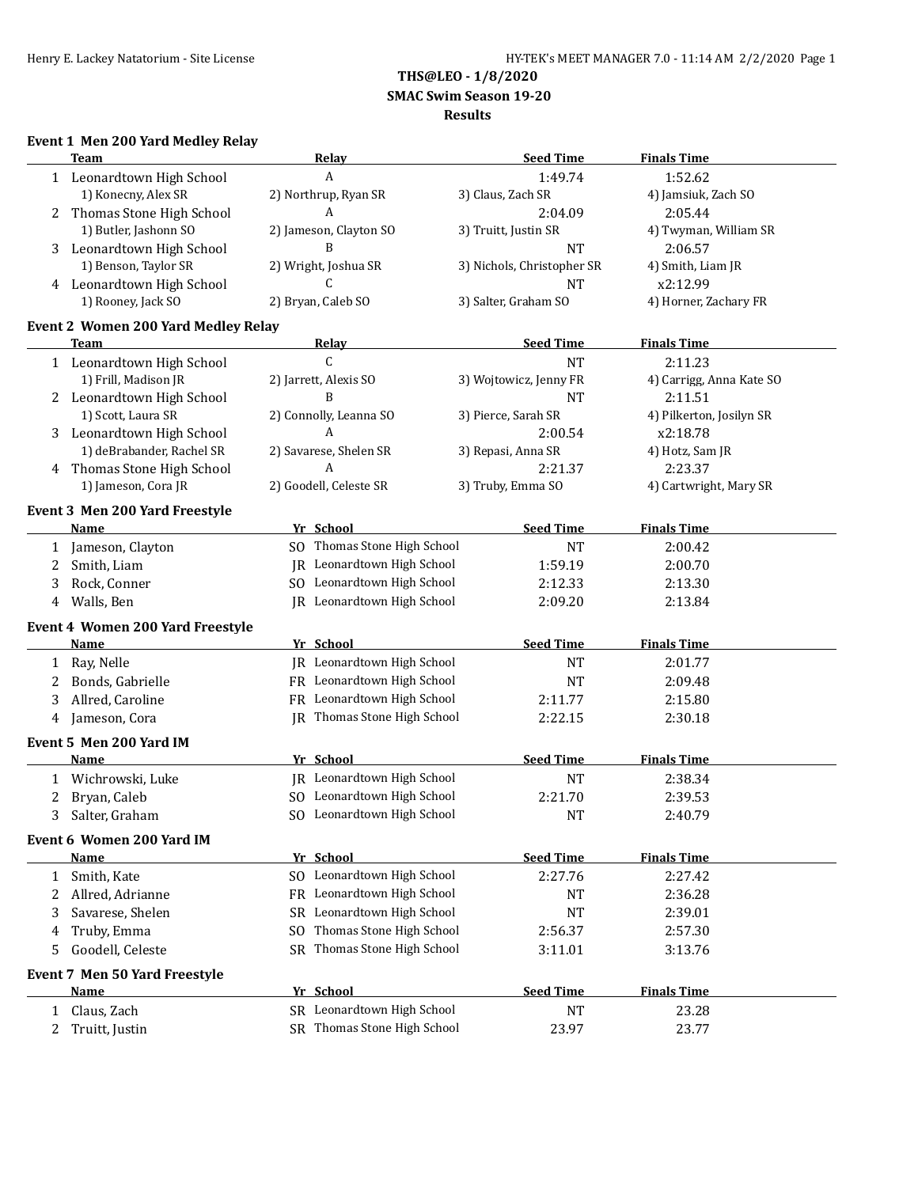# THS@LEO - 1/8/2020

## SMAC Swim Season 19-20

## Results

### Event 1 Men 200 Yard Medley Relay

| | Team | Relay | Seed Time | Finals Time |
|---|---|---|---|---|
| 1 | Leonardtown High School | A | 1:49.74 | 1:52.62 |
| | 1) Konecny, Alex SR | 2) Northrup, Ryan SR | 3) Claus, Zach SR | 4) Jamsiuk, Zach SO |
| 2 | Thomas Stone High School | A | 2:04.09 | 2:05.44 |
| | 1) Butler, Jashonn SO | 2) Jameson, Clayton SO | 3) Truitt, Justin SR | 4) Twyman, William SR |
| 3 | Leonardtown High School | B | NT | 2:06.57 |
| | 1) Benson, Taylor SR | 2) Wright, Joshua SR | 3) Nichols, Christopher SR | 4) Smith, Liam JR |
| 4 | Leonardtown High School | C | NT | x2:12.99 |
| | 1) Rooney, Jack SO | 2) Bryan, Caleb SO | 3) Salter, Graham SO | 4) Horner, Zachary FR |

### Event 2 Women 200 Yard Medley Relay

| | Team | Relay | Seed Time | Finals Time |
|---|---|---|---|---|
| 1 | Leonardtown High School | C | NT | 2:11.23 |
| | 1) Frill, Madison JR | 2) Jarrett, Alexis SO | 3) Wojtowicz, Jenny FR | 4) Carrigg, Anna Kate SO |
| 2 | Leonardtown High School | B | NT | 2:11.51 |
| | 1) Scott, Laura SR | 2) Connolly, Leanna SO | 3) Pierce, Sarah SR | 4) Pilkerton, Josilyn SR |
| 3 | Leonardtown High School | A | 2:00.54 | x2:18.78 |
| | 1) deBrabander, Rachel SR | 2) Savarese, Shelen SR | 3) Repasi, Anna SR | 4) Hotz, Sam JR |
| 4 | Thomas Stone High School | A | 2:21.37 | 2:23.37 |
| | 1) Jameson, Cora JR | 2) Goodell, Celeste SR | 3) Truby, Emma SO | 4) Cartwright, Mary SR |

### Event 3 Men 200 Yard Freestyle

| | Name | Yr | School | Seed Time | Finals Time |
|---|---|---|---|---|---|
| 1 | Jameson, Clayton | SO | Thomas Stone High School | NT | 2:00.42 |
| 2 | Smith, Liam | JR | Leonardtown High School | 1:59.19 | 2:00.70 |
| 3 | Rock, Conner | SO | Leonardtown High School | 2:12.33 | 2:13.30 |
| 4 | Walls, Ben | JR | Leonardtown High School | 2:09.20 | 2:13.84 |

### Event 4 Women 200 Yard Freestyle

| | Name | Yr | School | Seed Time | Finals Time |
|---|---|---|---|---|---|
| 1 | Ray, Nelle | JR | Leonardtown High School | NT | 2:01.77 |
| 2 | Bonds, Gabrielle | FR | Leonardtown High School | NT | 2:09.48 |
| 3 | Allred, Caroline | FR | Leonardtown High School | 2:11.77 | 2:15.80 |
| 4 | Jameson, Cora | JR | Thomas Stone High School | 2:22.15 | 2:30.18 |

### Event 5 Men 200 Yard IM

| | Name | Yr | School | Seed Time | Finals Time |
|---|---|---|---|---|---|
| 1 | Wichrowski, Luke | JR | Leonardtown High School | NT | 2:38.34 |
| 2 | Bryan, Caleb | SO | Leonardtown High School | 2:21.70 | 2:39.53 |
| 3 | Salter, Graham | SO | Leonardtown High School | NT | 2:40.79 |

### Event 6 Women 200 Yard IM

| | Name | Yr | School | Seed Time | Finals Time |
|---|---|---|---|---|---|
| 1 | Smith, Kate | SO | Leonardtown High School | 2:27.76 | 2:27.42 |
| 2 | Allred, Adrianne | FR | Leonardtown High School | NT | 2:36.28 |
| 3 | Savarese, Shelen | SR | Leonardtown High School | NT | 2:39.01 |
| 4 | Truby, Emma | SO | Thomas Stone High School | 2:56.37 | 2:57.30 |
| 5 | Goodell, Celeste | SR | Thomas Stone High School | 3:11.01 | 3:13.76 |

### Event 7 Men 50 Yard Freestyle

| | Name | Yr | School | Seed Time | Finals Time |
|---|---|---|---|---|---|
| 1 | Claus, Zach | SR | Leonardtown High School | NT | 23.28 |
| 2 | Truitt, Justin | SR | Thomas Stone High School | 23.97 | 23.77 |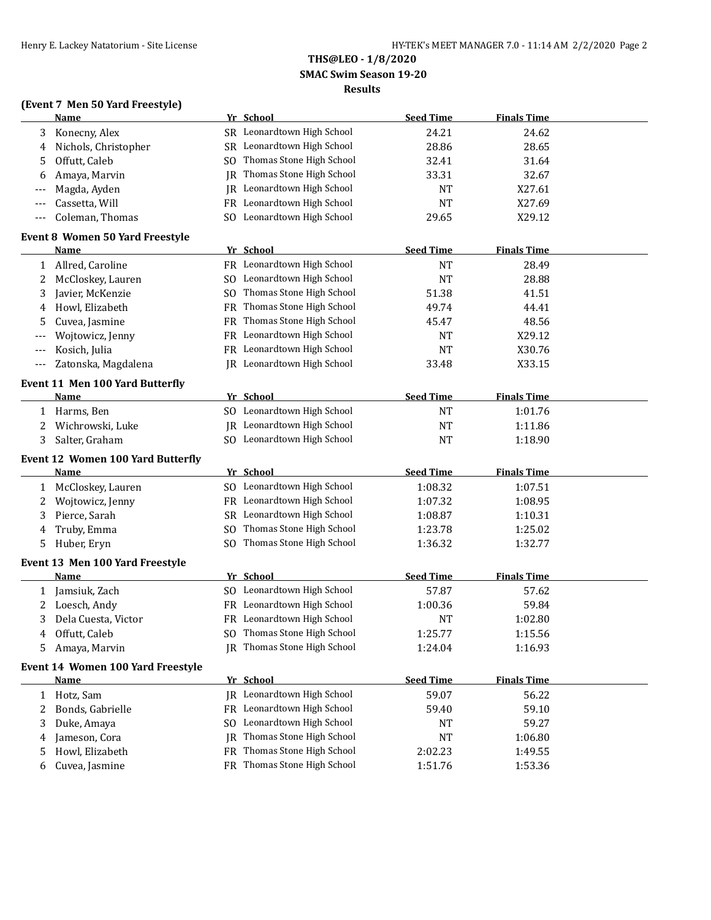# THS@LEO - 1/8/2020

## SMAC Swim Season 19-20

### Results

**(Event 7 Men 50 Yard Freestyle)**

| | Name | Yr | School | Seed Time | Finals Time |
|---|---|---|---|---|---|
| 3 | Konecny, Alex | SR | Leonardtown High School | 24.21 | 24.62 |
| 4 | Nichols, Christopher | SR | Leonardtown High School | 28.86 | 28.65 |
| 5 | Offutt, Caleb | SO | Thomas Stone High School | 32.41 | 31.64 |
| 6 | Amaya, Marvin | JR | Thomas Stone High School | 33.31 | 32.67 |
| --- | Magda, Ayden | JR | Leonardtown High School | NT | X27.61 |
| --- | Cassetta, Will | FR | Leonardtown High School | NT | X27.69 |
| --- | Coleman, Thomas | SO | Leonardtown High School | 29.65 | X29.12 |

**Event 8 Women 50 Yard Freestyle**

| | Name | Yr | School | Seed Time | Finals Time |
|---|---|---|---|---|---|
| 1 | Allred, Caroline | FR | Leonardtown High School | NT | 28.49 |
| 2 | McCloskey, Lauren | SO | Leonardtown High School | NT | 28.88 |
| 3 | Javier, McKenzie | SO | Thomas Stone High School | 51.38 | 41.51 |
| 4 | Howl, Elizabeth | FR | Thomas Stone High School | 49.74 | 44.41 |
| 5 | Cuvea, Jasmine | FR | Thomas Stone High School | 45.47 | 48.56 |
| --- | Wojtowicz, Jenny | FR | Leonardtown High School | NT | X29.12 |
| --- | Kosich, Julia | FR | Leonardtown High School | NT | X30.76 |
| --- | Zatonska, Magdalena | JR | Leonardtown High School | 33.48 | X33.15 |

**Event 11 Men 100 Yard Butterfly**

| | Name | Yr | School | Seed Time | Finals Time |
|---|---|---|---|---|---|
| 1 | Harms, Ben | SO | Leonardtown High School | NT | 1:01.76 |
| 2 | Wichrowski, Luke | JR | Leonardtown High School | NT | 1:11.86 |
| 3 | Salter, Graham | SO | Leonardtown High School | NT | 1:18.90 |

**Event 12 Women 100 Yard Butterfly**

| | Name | Yr | School | Seed Time | Finals Time |
|---|---|---|---|---|---|
| 1 | McCloskey, Lauren | SO | Leonardtown High School | 1:08.32 | 1:07.51 |
| 2 | Wojtowicz, Jenny | FR | Leonardtown High School | 1:07.32 | 1:08.95 |
| 3 | Pierce, Sarah | SR | Leonardtown High School | 1:08.87 | 1:10.31 |
| 4 | Truby, Emma | SO | Thomas Stone High School | 1:23.78 | 1:25.02 |
| 5 | Huber, Eryn | SO | Thomas Stone High School | 1:36.32 | 1:32.77 |

**Event 13 Men 100 Yard Freestyle**

| | Name | Yr | School | Seed Time | Finals Time |
|---|---|---|---|---|---|
| 1 | Jamsiuk, Zach | SO | Leonardtown High School | 57.87 | 57.62 |
| 2 | Loesch, Andy | FR | Leonardtown High School | 1:00.36 | 59.84 |
| 3 | Dela Cuesta, Victor | FR | Leonardtown High School | NT | 1:02.80 |
| 4 | Offutt, Caleb | SO | Thomas Stone High School | 1:25.77 | 1:15.56 |
| 5 | Amaya, Marvin | JR | Thomas Stone High School | 1:24.04 | 1:16.93 |

**Event 14 Women 100 Yard Freestyle**

| | Name | Yr | School | Seed Time | Finals Time |
|---|---|---|---|---|---|
| 1 | Hotz, Sam | JR | Leonardtown High School | 59.07 | 56.22 |
| 2 | Bonds, Gabrielle | FR | Leonardtown High School | 59.40 | 59.10 |
| 3 | Duke, Amaya | SO | Leonardtown High School | NT | 59.27 |
| 4 | Jameson, Cora | JR | Thomas Stone High School | NT | 1:06.80 |
| 5 | Howl, Elizabeth | FR | Thomas Stone High School | 2:02.23 | 1:49.55 |
| 6 | Cuvea, Jasmine | FR | Thomas Stone High School | 1:51.76 | 1:53.36 |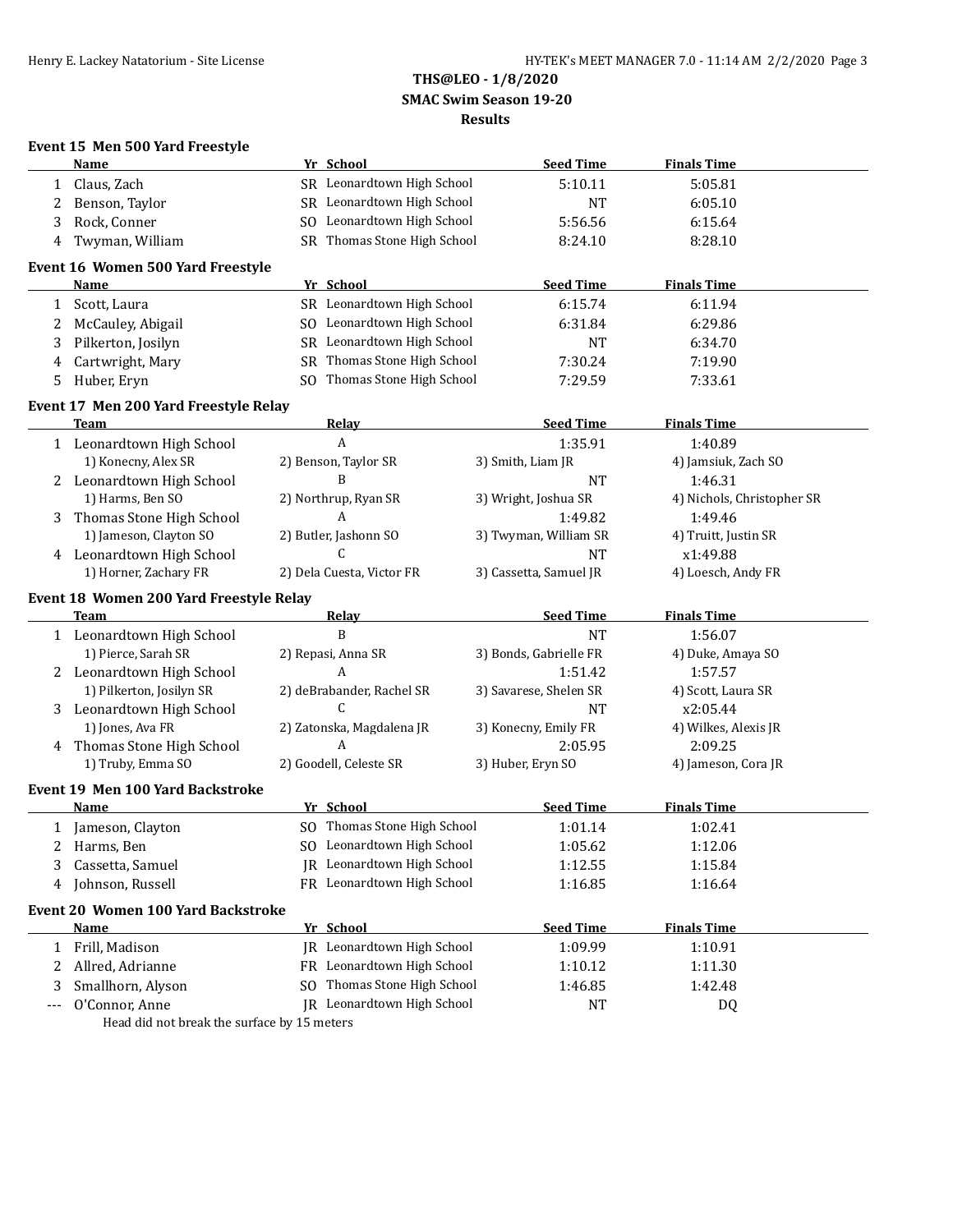# THS@LEO - 1/8/2020

## SMAC Swim Season 19-20

## Results

### Event 15 Men 500 Yard Freestyle

| | Name | Yr | School | Seed Time | Finals Time |
|---|---|---|---|---|---|
| 1 | Claus, Zach | SR | Leonardtown High School | 5:10.11 | 5:05.81 |
| 2 | Benson, Taylor | SR | Leonardtown High School | NT | 6:05.10 |
| 3 | Rock, Conner | SO | Leonardtown High School | 5:56.56 | 6:15.64 |
| 4 | Twyman, William | SR | Thomas Stone High School | 8:24.10 | 8:28.10 |

### Event 16 Women 500 Yard Freestyle

| | Name | Yr | School | Seed Time | Finals Time |
|---|---|---|---|---|---|
| 1 | Scott, Laura | SR | Leonardtown High School | 6:15.74 | 6:11.94 |
| 2 | McCauley, Abigail | SO | Leonardtown High School | 6:31.84 | 6:29.86 |
| 3 | Pilkerton, Josilyn | SR | Leonardtown High School | NT | 6:34.70 |
| 4 | Cartwright, Mary | SR | Thomas Stone High School | 7:30.24 | 7:19.90 |
| 5 | Huber, Eryn | SO | Thomas Stone High School | 7:29.59 | 7:33.61 |

### Event 17 Men 200 Yard Freestyle Relay

| | Team | Relay | Seed Time | Finals Time |
|---|---|---|---|---|
| 1 | Leonardtown High School | A | 1:35.91 | 1:40.89 |
| | 1) Konecny, Alex SR | 2) Benson, Taylor SR | 3) Smith, Liam JR | 4) Jamsiuk, Zach SO |
| 2 | Leonardtown High School | B | NT | 1:46.31 |
| | 1) Harms, Ben SO | 2) Northrup, Ryan SR | 3) Wright, Joshua SR | 4) Nichols, Christopher SR |
| 3 | Thomas Stone High School | A | 1:49.82 | 1:49.46 |
| | 1) Jameson, Clayton SO | 2) Butler, Jashonn SO | 3) Twyman, William SR | 4) Truitt, Justin SR |
| 4 | Leonardtown High School | C | NT | x1:49.88 |
| | 1) Horner, Zachary FR | 2) Dela Cuesta, Victor FR | 3) Cassetta, Samuel JR | 4) Loesch, Andy FR |

### Event 18 Women 200 Yard Freestyle Relay

| | Team | Relay | Seed Time | Finals Time |
|---|---|---|---|---|
| 1 | Leonardtown High School | B | NT | 1:56.07 |
| | 1) Pierce, Sarah SR | 2) Repasi, Anna SR | 3) Bonds, Gabrielle FR | 4) Duke, Amaya SO |
| 2 | Leonardtown High School | A | 1:51.42 | 1:57.57 |
| | 1) Pilkerton, Josilyn SR | 2) deBrabander, Rachel SR | 3) Savarese, Shelen SR | 4) Scott, Laura SR |
| 3 | Leonardtown High School | C | NT | x2:05.44 |
| | 1) Jones, Ava FR | 2) Zatonska, Magdalena JR | 3) Konecny, Emily FR | 4) Wilkes, Alexis JR |
| 4 | Thomas Stone High School | A | 2:05.95 | 2:09.25 |
| | 1) Truby, Emma SO | 2) Goodell, Celeste SR | 3) Huber, Eryn SO | 4) Jameson, Cora JR |

### Event 19 Men 100 Yard Backstroke

| | Name | Yr | School | Seed Time | Finals Time |
|---|---|---|---|---|---|
| 1 | Jameson, Clayton | SO | Thomas Stone High School | 1:01.14 | 1:02.41 |
| 2 | Harms, Ben | SO | Leonardtown High School | 1:05.62 | 1:12.06 |
| 3 | Cassetta, Samuel | JR | Leonardtown High School | 1:12.55 | 1:15.84 |
| 4 | Johnson, Russell | FR | Leonardtown High School | 1:16.85 | 1:16.64 |

### Event 20 Women 100 Yard Backstroke

| | Name | Yr | School | Seed Time | Finals Time |
|---|---|---|---|---|---|
| 1 | Frill, Madison | JR | Leonardtown High School | 1:09.99 | 1:10.91 |
| 2 | Allred, Adrianne | FR | Leonardtown High School | 1:10.12 | 1:11.30 |
| 3 | Smallhorn, Alyson | SO | Thomas Stone High School | 1:46.85 | 1:42.48 |
| --- | O'Connor, Anne | JR | Leonardtown High School | NT | DQ |

Head did not break the surface by 15 meters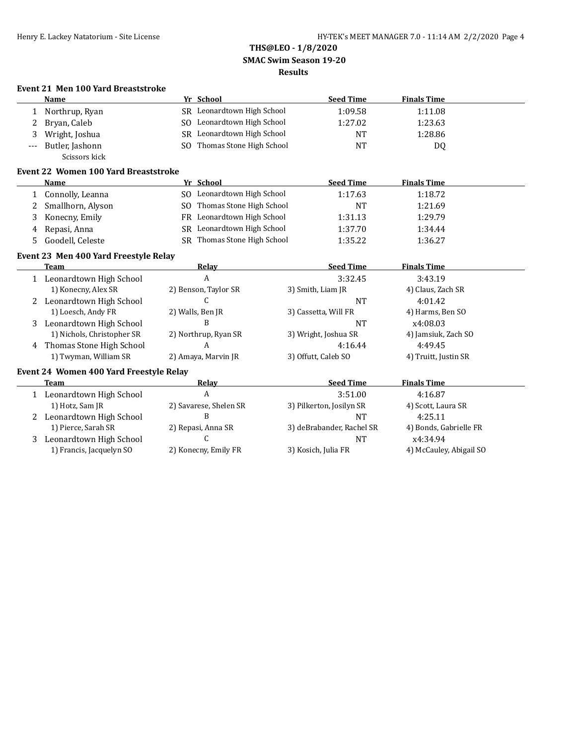**THS@LEO - 1/8/2020**
**SMAC Swim Season 19-20**
**Results**

### Event 21 Men 100 Yard Breaststroke

| | Name | Yr | School | Seed Time | Finals Time |
|---|---|---|---|---|---|
| 1 | Northrup, Ryan | SR | Leonardtown High School | 1:09.58 | 1:11.08 |
| 2 | Bryan, Caleb | SO | Leonardtown High School | 1:27.02 | 1:23.63 |
| 3 | Wright, Joshua | SR | Leonardtown High School | NT | 1:28.86 |
| --- | Butler, Jashonn | SO | Thomas Stone High School | NT | DQ |
| | Scissors kick | | | | |

### Event 22 Women 100 Yard Breaststroke

| | Name | Yr | School | Seed Time | Finals Time |
|---|---|---|---|---|---|
| 1 | Connolly, Leanna | SO | Leonardtown High School | 1:17.63 | 1:18.72 |
| 2 | Smallhorn, Alyson | SO | Thomas Stone High School | NT | 1:21.69 |
| 3 | Konecny, Emily | FR | Leonardtown High School | 1:31.13 | 1:29.79 |
| 4 | Repasi, Anna | SR | Leonardtown High School | 1:37.70 | 1:34.44 |
| 5 | Goodell, Celeste | SR | Thomas Stone High School | 1:35.22 | 1:36.27 |

### Event 23 Men 400 Yard Freestyle Relay

| | Team | Relay | Seed Time | Finals Time |
|---|---|---|---|---|
| 1 | Leonardtown High School | A | 3:32.45 | 3:43.19 |
| | 1) Konecny, Alex SR | 2) Benson, Taylor SR | 3) Smith, Liam JR | 4) Claus, Zach SR |
| 2 | Leonardtown High School | C | NT | 4:01.42 |
| | 1) Loesch, Andy FR | 2) Walls, Ben JR | 3) Cassetta, Will FR | 4) Harms, Ben SO |
| 3 | Leonardtown High School | B | NT | x4:08.03 |
| | 1) Nichols, Christopher SR | 2) Northrup, Ryan SR | 3) Wright, Joshua SR | 4) Jamsiuk, Zach SO |
| 4 | Thomas Stone High School | A | 4:16.44 | 4:49.45 |
| | 1) Twyman, William SR | 2) Amaya, Marvin JR | 3) Offutt, Caleb SO | 4) Truitt, Justin SR |

### Event 24 Women 400 Yard Freestyle Relay

| | Team | Relay | Seed Time | Finals Time |
|---|---|---|---|---|
| 1 | Leonardtown High School | A | 3:51.00 | 4:16.87 |
| | 1) Hotz, Sam JR | 2) Savarese, Shelen SR | 3) Pilkerton, Josilyn SR | 4) Scott, Laura SR |
| 2 | Leonardtown High School | B | NT | 4:25.11 |
| | 1) Pierce, Sarah SR | 2) Repasi, Anna SR | 3) deBrabander, Rachel SR | 4) Bonds, Gabrielle FR |
| 3 | Leonardtown High School | C | NT | x4:34.94 |
| | 1) Francis, Jacquelyn SO | 2) Konecny, Emily FR | 3) Kosich, Julia FR | 4) McCauley, Abigail SO |